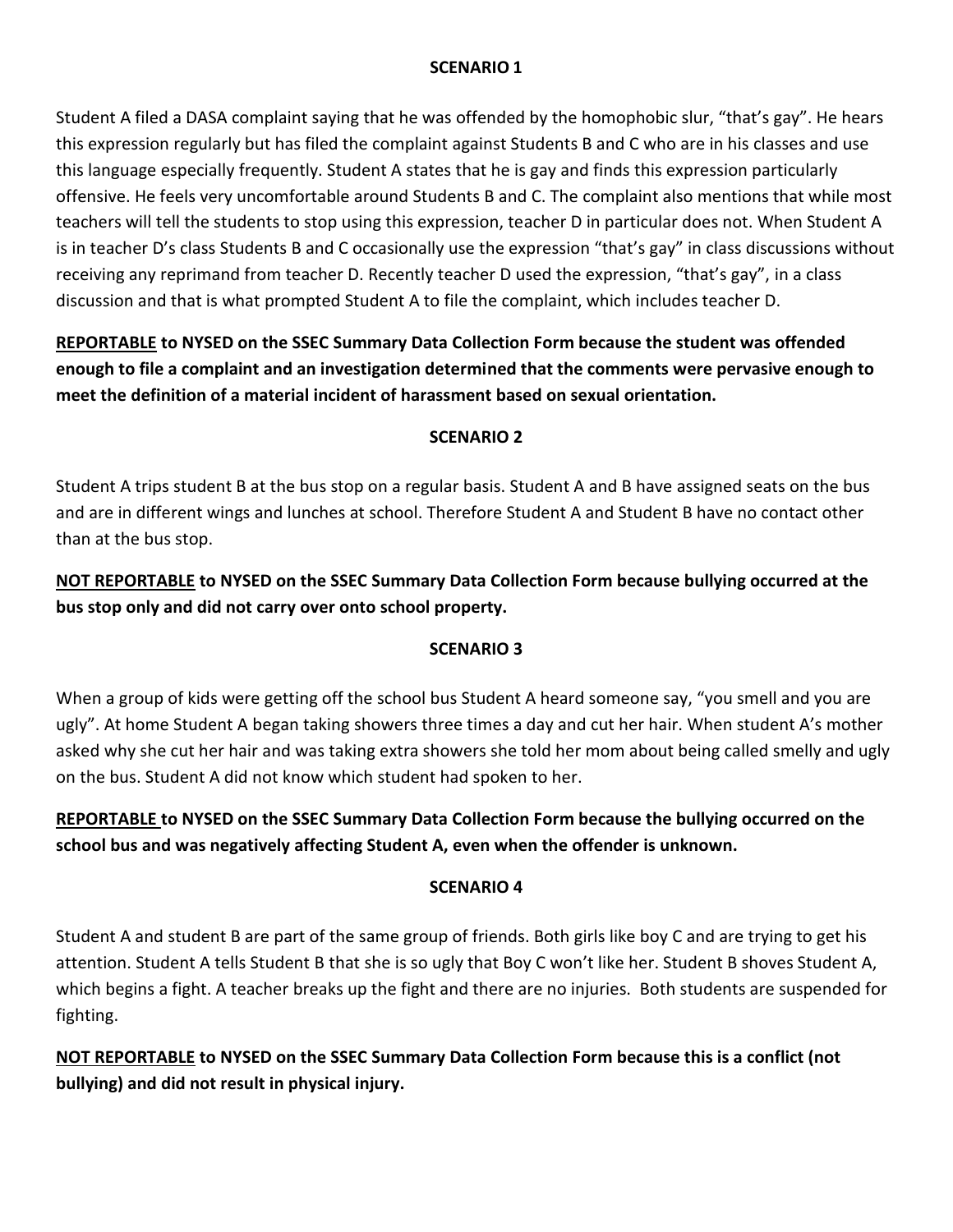## SCENARIO 1

Student A filed a DASA complaint saying that he was offended by the homophobic slur, "that's gay". He hears this expression regularly but has filed the complaint against Students B and C who are in his classes and use this language especially frequently. Student A states that he is gay and finds this expression particularly offensive. He feels very uncomfortable around Students B and C. The complaint also mentions that while most teachers will tell the students to stop using this expression, teacher D in particular does not. When Student A is in teacher D's class Students B and C occasionally use the expression "that's gay" in class discussions without receiving any reprimand from teacher D. Recently teacher D used the expression, "that's gay", in a class discussion and that is what prompted Student A to file the complaint, which includes teacher D.

**<u>REPORTABLE</u> to NYSED on the SSEC Summary Data Collection Form because the student was offended enough to file a complaint and an investigation determined that the comments were pervasive enough to meet the definition of a material incident of harassment based on sexual orientation.**

## SCENARIO 2

Student A trips student B at the bus stop on a regular basis. Student A and B have assigned seats on the bus and are in different wings and lunches at school. Therefore Student A and Student B have no contact other than at the bus stop.

**<u>NOT REPORTABLE</u> to NYSED on the SSEC Summary Data Collection Form because bullying occurred at the bus stop only and did not carry over onto school property.**

## SCENARIO 3

When a group of kids were getting off the school bus Student A heard someone say, "you smell and you are ugly". At home Student A began taking showers three times a day and cut her hair. When student A's mother asked why she cut her hair and was taking extra showers she told her mom about being called smelly and ugly on the bus. Student A did not know which student had spoken to her.

**<u>REPORTABLE</u> to NYSED on the SSEC Summary Data Collection Form because the bullying occurred on the school bus and was negatively affecting Student A, even when the offender is unknown.**

## SCENARIO 4

Student A and student B are part of the same group of friends. Both girls like boy C and are trying to get his attention. Student A tells Student B that she is so ugly that Boy C won't like her. Student B shoves Student A, which begins a fight. A teacher breaks up the fight and there are no injuries. Both students are suspended for fighting.

**<u>NOT REPORTABLE</u> to NYSED on the SSEC Summary Data Collection Form because this is a conflict (not bullying) and did not result in physical injury.**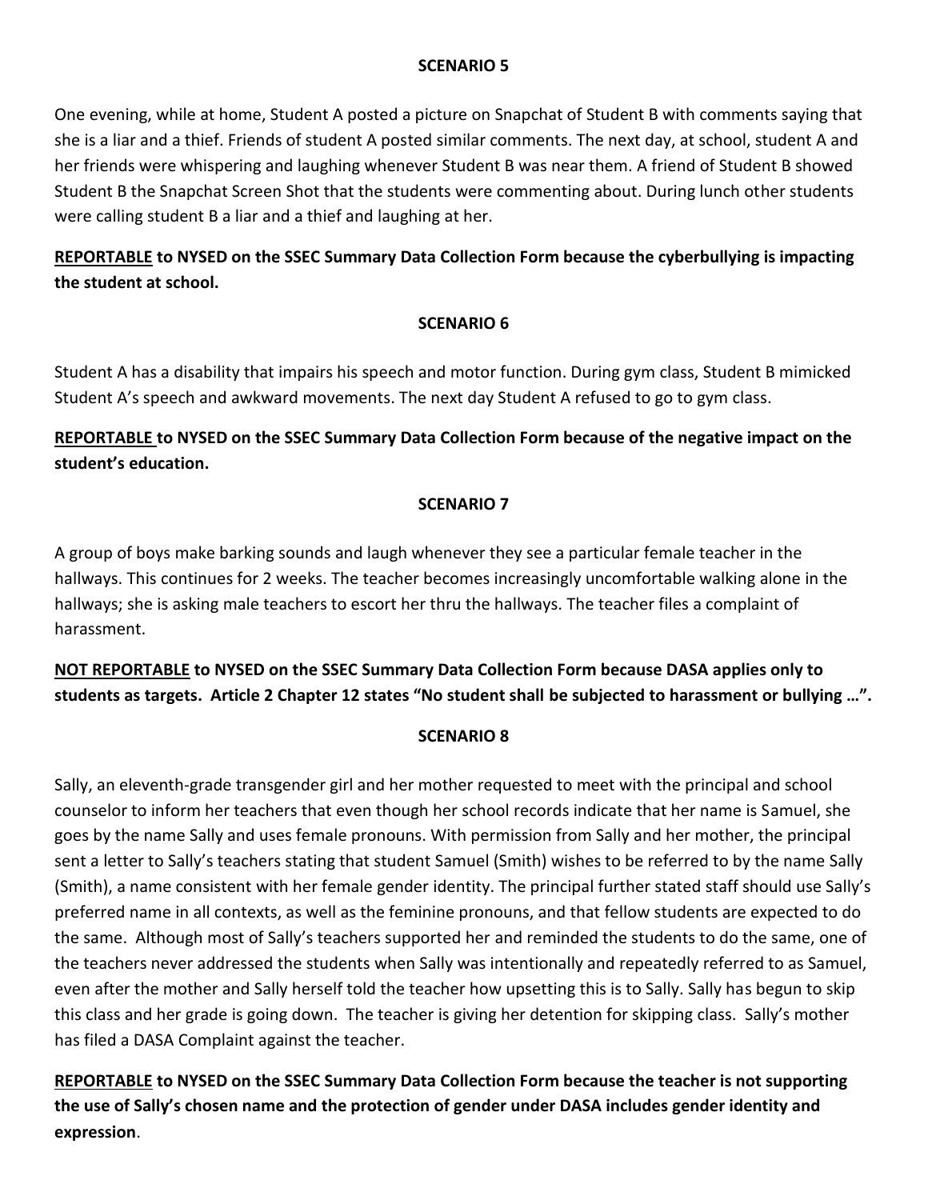**SCENARIO 5**

One evening, while at home, Student A posted a picture on Snapchat of Student B with comments saying that she is a liar and a thief. Friends of student A posted similar comments. The next day, at school, student A and her friends were whispering and laughing whenever Student B was near them. A friend of Student B showed Student B the Snapchat Screen Shot that the students were commenting about. During lunch other students were calling student B a liar and a thief and laughing at her.

**<u>REPORTABLE</u> to NYSED on the SSEC Summary Data Collection Form because the cyberbullying is impacting the student at school.**

**SCENARIO 6**

Student A has a disability that impairs his speech and motor function. During gym class, Student B mimicked Student A's speech and awkward movements. The next day Student A refused to go to gym class.

**<u>REPORTABLE</u> to NYSED on the SSEC Summary Data Collection Form because of the negative impact on the student's education.**

**SCENARIO 7**

A group of boys make barking sounds and laugh whenever they see a particular female teacher in the hallways. This continues for 2 weeks. The teacher becomes increasingly uncomfortable walking alone in the hallways; she is asking male teachers to escort her thru the hallways. The teacher files a complaint of harassment.

**<u>NOT REPORTABLE</u> to NYSED on the SSEC Summary Data Collection Form because DASA applies only to students as targets. Article 2 Chapter 12 states "No student shall be subjected to harassment or bullying …".**

**SCENARIO 8**

Sally, an eleventh-grade transgender girl and her mother requested to meet with the principal and school counselor to inform her teachers that even though her school records indicate that her name is Samuel, she goes by the name Sally and uses female pronouns. With permission from Sally and her mother, the principal sent a letter to Sally's teachers stating that student Samuel (Smith) wishes to be referred to by the name Sally (Smith), a name consistent with her female gender identity. The principal further stated staff should use Sally's preferred name in all contexts, as well as the feminine pronouns, and that fellow students are expected to do the same. Although most of Sally's teachers supported her and reminded the students to do the same, one of the teachers never addressed the students when Sally was intentionally and repeatedly referred to as Samuel, even after the mother and Sally herself told the teacher how upsetting this is to Sally. Sally has begun to skip this class and her grade is going down. The teacher is giving her detention for skipping class. Sally's mother has filed a DASA Complaint against the teacher.

**<u>REPORTABLE</u> to NYSED on the SSEC Summary Data Collection Form because the teacher is not supporting the use of Sally's chosen name and the protection of gender under DASA includes gender identity and expression**.